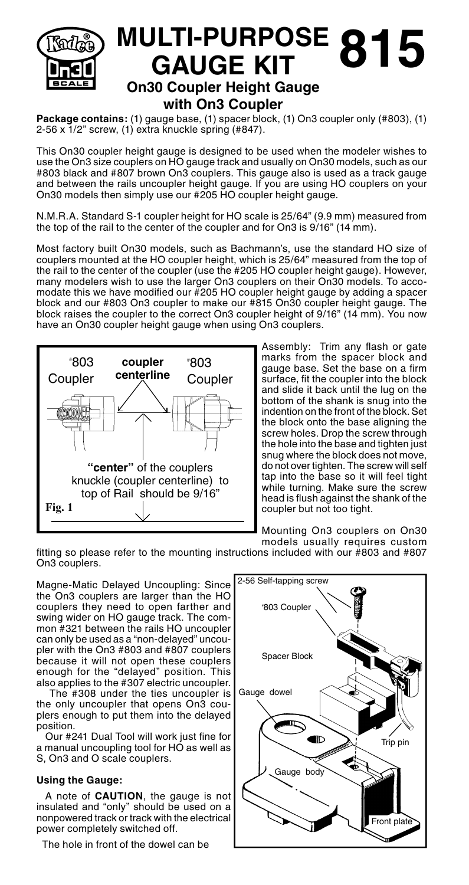# MULTI-PURPOSE GAUGE KIT 815

## On30 Coupler Height Gauge with On3 Coupler

**Package contains:** (1) gauge base, (1) spacer block, (1) On3 coupler only (#803), (1) 2-56 x 1/2" screw, (1) extra knuckle spring (#847).

This On30 coupler height gauge is designed to be used when the modeler wishes to use the On3 size couplers on HO gauge track and usually on On30 models, such as our #803 black and #807 brown On3 couplers. This gauge also is used as a track gauge and between the rails uncoupler height gauge. If you are using HO couplers on your On30 models then simply use our #205 HO coupler height gauge.

N.M.R.A. Standard S-1 coupler height for HO scale is 25/64" (9.9 mm) measured from the top of the rail to the center of the coupler and for On3 is 9/16" (14 mm).

Most factory built On30 models, such as Bachmann's, use the standard HO size of couplers mounted at the HO coupler height, which is 25/64" measured from the top of the rail to the center of the coupler (use the #205 HO coupler height gauge). However, many modelers wish to use the larger On3 couplers on their On30 models. To accomodate this we have modified our #205 HO coupler height gauge by adding a spacer block and our #803 On3 coupler to make our #815 On30 coupler height gauge. The block raises the coupler to the correct On3 coupler height of 9/16" (14 mm). You now have an On30 coupler height gauge when using On3 couplers.

#803 Coupler — coupler centerline — #803 Coupler

"center" of the couplers knuckle (coupler centerline) to top of Rail should be 9/16"

Fig. 1

Assembly: Trim any flash or gate marks from the spacer block and gauge base. Set the base on a firm surface, fit the coupler into the block and slide it back until the lug on the bottom of the shank is snug into the indention on the front of the block. Set the block onto the base aligning the screw holes. Drop the screw through the hole into the base and tighten just snug where the block does not move, do not over tighten. The screw will self tap into the base so it will feel tight while turning. Make sure the screw head is flush against the shank of the coupler but not too tight.

Mounting On3 couplers on On30 models usually requires custom fitting so please refer to the mounting instructions included with our #803 and #807 On3 couplers.

Magne-Matic Delayed Uncoupling: Since the On3 couplers are larger than the HO couplers they need to open farther and swing wider on HO gauge track. The common #321 between the rails HO uncoupler can only be used as a "non-delayed" uncoupler with the On3 #803 and #807 couplers because it will not open these couplers enough for the "delayed" position. This also applies to the #307 electric uncoupler.

The #308 under the ties uncoupler is the only uncoupler that opens On3 couplers enough to put them into the delayed position.

Our #241 Dual Tool will work just fine for a manual uncoupling tool for HO as well as S, On3 and O scale couplers.

2-56 Self-tapping screw — #803 Coupler — Spacer Block — Gauge dowel — Trip pin — Gauge body — Front plate

### Using the Gauge:

A note of **CAUTION**, the gauge is not insulated and "only" should be used on a nonpowered track or track with the electrical power completely switched off.

The hole in front of the dowel can be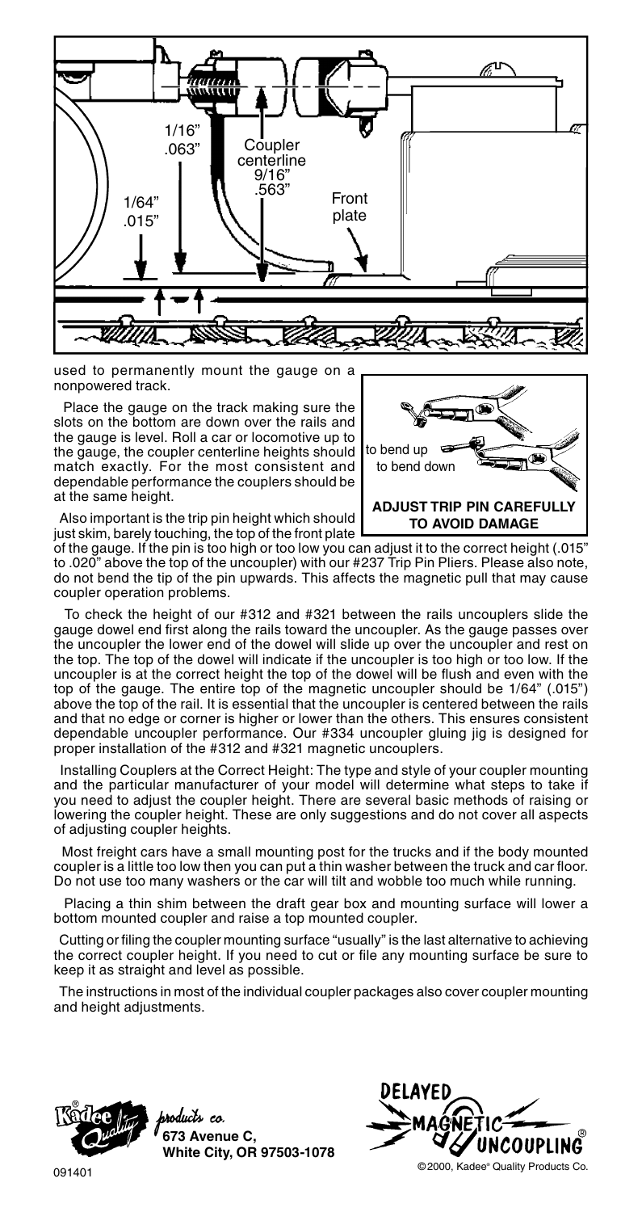1/16"
.063"

Coupler centerline
9/16"
.563"

1/64"
.015"

Front plate

used to permanently mount the gauge on a nonpowered track.

Place the gauge on the track making sure the slots on the bottom are down over the rails and the gauge is level. Roll a car or locomotive up to the gauge, the coupler centerline heights should match exactly. For the most consistent and dependable performance the couplers should be at the same height.

to bend up

to bend down

**ADJUST TRIP PIN CAREFULLY TO AVOID DAMAGE**

Also important is the trip pin height which should just skim, barely touching, the top of the front plate of the gauge. If the pin is too high or too low you can adjust it to the correct height (.015" to .020" above the top of the uncoupler) with our #237 Trip Pin Pliers. Please also note, do not bend the tip of the pin upwards. This affects the magnetic pull that may cause coupler operation problems.

To check the height of our #312 and #321 between the rails uncouplers slide the gauge dowel end first along the rails toward the uncoupler. As the gauge passes over the uncoupler the lower end of the dowel will slide up over the uncoupler and rest on the top. The top of the dowel will indicate if the uncoupler is too high or too low. If the uncoupler is at the correct height the top of the dowel will be flush and even with the top of the gauge. The entire top of the magnetic uncoupler should be 1/64" (.015") above the top of the rail. It is essential that the uncoupler is centered between the rails and that no edge or corner is higher or lower than the others. This ensures consistent dependable uncoupler performance. Our #334 uncoupler gluing jig is designed for proper installation of the #312 and #321 magnetic uncouplers.

Installing Couplers at the Correct Height: The type and style of your coupler mounting and the particular manufacturer of your model will determine what steps to take if you need to adjust the coupler height. There are several basic methods of raising or lowering the coupler height. These are only suggestions and do not cover all aspects of adjusting coupler heights.

Most freight cars have a small mounting post for the trucks and if the body mounted coupler is a little too low then you can put a thin washer between the truck and car floor. Do not use too many washers or the car will tilt and wobble too much while running.

Placing a thin shim between the draft gear box and mounting surface will lower a bottom mounted coupler and raise a top mounted coupler.

Cutting or filing the coupler mounting surface "usually" is the last alternative to achieving the correct coupler height. If you need to cut or file any mounting surface be sure to keep it as straight and level as possible.

The instructions in most of the individual coupler packages also cover coupler mounting and height adjustments.

Kadee® Quality products co.
673 Avenue C,
White City, OR 97503-1078

DELAYED MAGNETIC UNCOUPLING®

091401

©2000, Kadee® Quality Products Co.